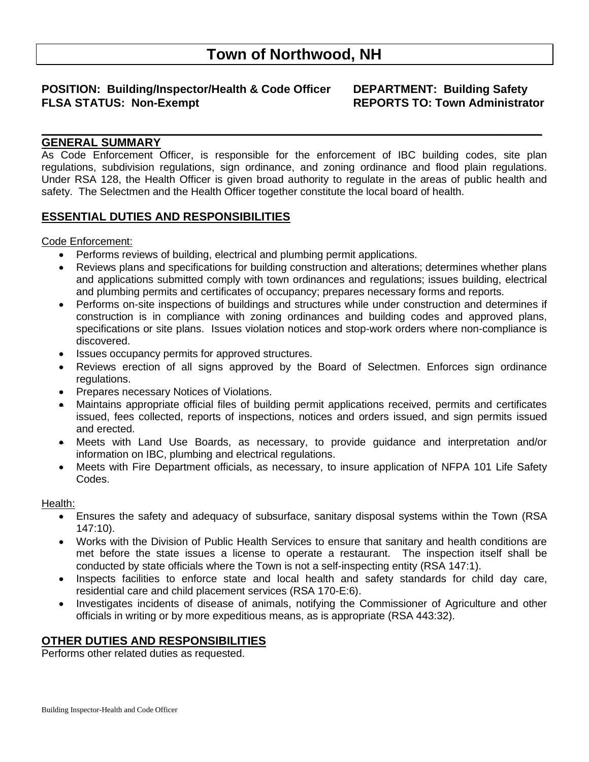# Town of Northwood, NH

**POSITION: Building/Inspector/Health & Code Officer** **DEPARTMENT: Building Safety**
**FLSA STATUS: Non-Exempt** **REPORTS TO: Town Administrator**

## GENERAL SUMMARY

As Code Enforcement Officer, is responsible for the enforcement of IBC building codes, site plan regulations, subdivision regulations, sign ordinance, and zoning ordinance and flood plain regulations. Under RSA 128, the Health Officer is given broad authority to regulate in the areas of public health and safety. The Selectmen and the Health Officer together constitute the local board of health.

## ESSENTIAL DUTIES AND RESPONSIBILITIES

Code Enforcement:

- Performs reviews of building, electrical and plumbing permit applications.
- Reviews plans and specifications for building construction and alterations; determines whether plans and applications submitted comply with town ordinances and regulations; issues building, electrical and plumbing permits and certificates of occupancy; prepares necessary forms and reports.
- Performs on-site inspections of buildings and structures while under construction and determines if construction is in compliance with zoning ordinances and building codes and approved plans, specifications or site plans. Issues violation notices and stop-work orders where non-compliance is discovered.
- Issues occupancy permits for approved structures.
- Reviews erection of all signs approved by the Board of Selectmen. Enforces sign ordinance regulations.
- Prepares necessary Notices of Violations.
- Maintains appropriate official files of building permit applications received, permits and certificates issued, fees collected, reports of inspections, notices and orders issued, and sign permits issued and erected.
- Meets with Land Use Boards, as necessary, to provide guidance and interpretation and/or information on IBC, plumbing and electrical regulations.
- Meets with Fire Department officials, as necessary, to insure application of NFPA 101 Life Safety Codes.

Health:

- Ensures the safety and adequacy of subsurface, sanitary disposal systems within the Town (RSA 147:10).
- Works with the Division of Public Health Services to ensure that sanitary and health conditions are met before the state issues a license to operate a restaurant. The inspection itself shall be conducted by state officials where the Town is not a self-inspecting entity (RSA 147:1).
- Inspects facilities to enforce state and local health and safety standards for child day care, residential care and child placement services (RSA 170-E:6).
- Investigates incidents of disease of animals, notifying the Commissioner of Agriculture and other officials in writing or by more expeditious means, as is appropriate (RSA 443:32).

## OTHER DUTIES AND RESPONSIBILITIES

Performs other related duties as requested.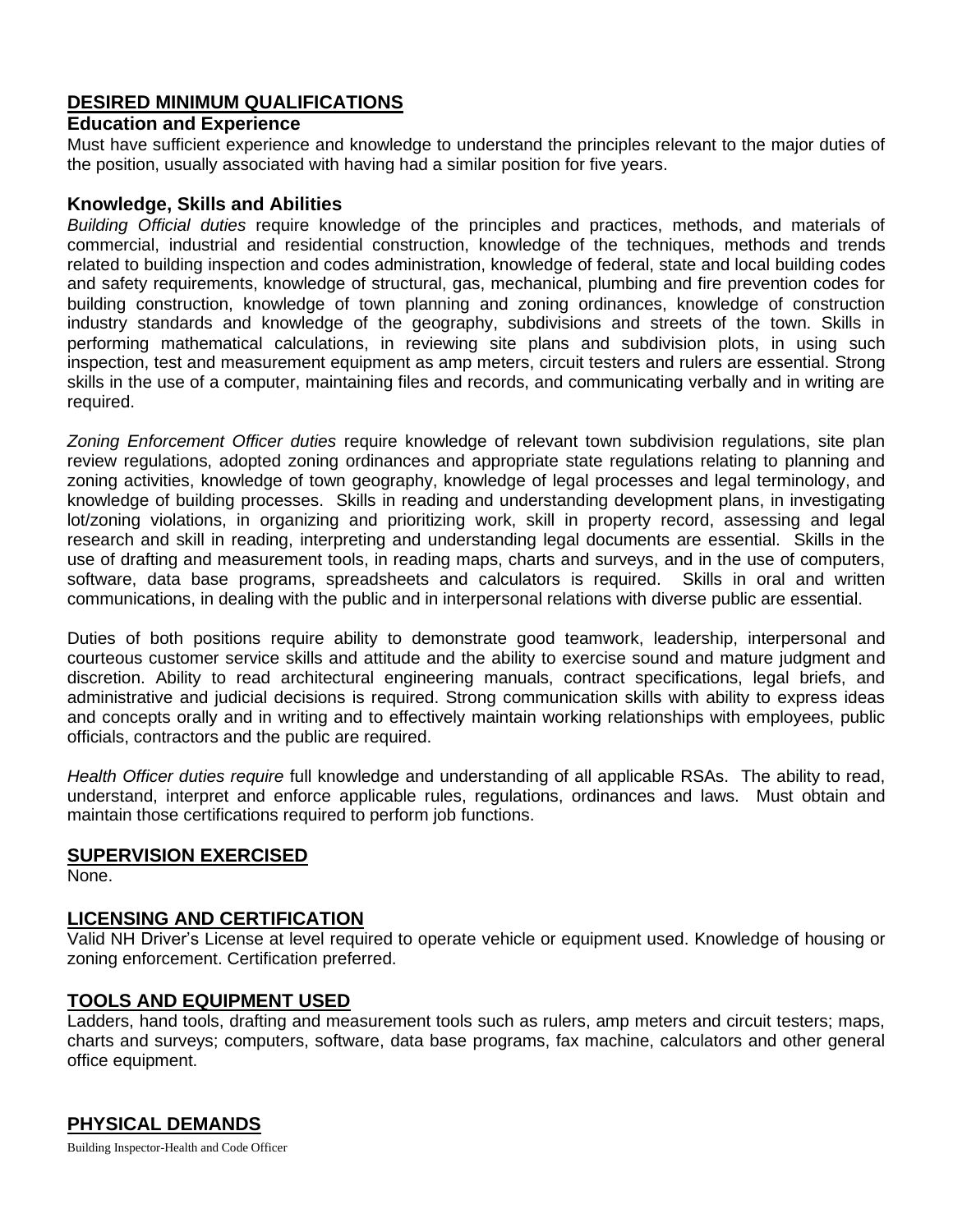## DESIRED MINIMUM QUALIFICATIONS

### Education and Experience

Must have sufficient experience and knowledge to understand the principles relevant to the major duties of the position, usually associated with having had a similar position for five years.

### Knowledge, Skills and Abilities

*Building Official duties* require knowledge of the principles and practices, methods, and materials of commercial, industrial and residential construction, knowledge of the techniques, methods and trends related to building inspection and codes administration, knowledge of federal, state and local building codes and safety requirements, knowledge of structural, gas, mechanical, plumbing and fire prevention codes for building construction, knowledge of town planning and zoning ordinances, knowledge of construction industry standards and knowledge of the geography, subdivisions and streets of the town. Skills in performing mathematical calculations, in reviewing site plans and subdivision plots, in using such inspection, test and measurement equipment as amp meters, circuit testers and rulers are essential. Strong skills in the use of a computer, maintaining files and records, and communicating verbally and in writing are required.

*Zoning Enforcement Officer duties* require knowledge of relevant town subdivision regulations, site plan review regulations, adopted zoning ordinances and appropriate state regulations relating to planning and zoning activities, knowledge of town geography, knowledge of legal processes and legal terminology, and knowledge of building processes. Skills in reading and understanding development plans, in investigating lot/zoning violations, in organizing and prioritizing work, skill in property record, assessing and legal research and skill in reading, interpreting and understanding legal documents are essential. Skills in the use of drafting and measurement tools, in reading maps, charts and surveys, and in the use of computers, software, data base programs, spreadsheets and calculators is required. Skills in oral and written communications, in dealing with the public and in interpersonal relations with diverse public are essential.

Duties of both positions require ability to demonstrate good teamwork, leadership, interpersonal and courteous customer service skills and attitude and the ability to exercise sound and mature judgment and discretion. Ability to read architectural engineering manuals, contract specifications, legal briefs, and administrative and judicial decisions is required. Strong communication skills with ability to express ideas and concepts orally and in writing and to effectively maintain working relationships with employees, public officials, contractors and the public are required.

*Health Officer duties require* full knowledge and understanding of all applicable RSAs. The ability to read, understand, interpret and enforce applicable rules, regulations, ordinances and laws. Must obtain and maintain those certifications required to perform job functions.

## SUPERVISION EXERCISED

None.

## LICENSING AND CERTIFICATION

Valid NH Driver's License at level required to operate vehicle or equipment used. Knowledge of housing or zoning enforcement. Certification preferred.

## TOOLS AND EQUIPMENT USED

Ladders, hand tools, drafting and measurement tools such as rulers, amp meters and circuit testers; maps, charts and surveys; computers, software, data base programs, fax machine, calculators and other general office equipment.

## PHYSICAL DEMANDS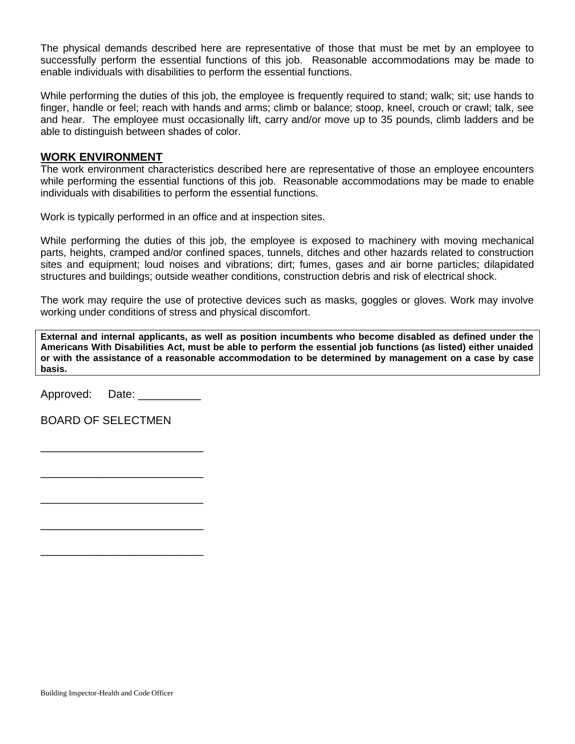The physical demands described here are representative of those that must be met by an employee to successfully perform the essential functions of this job. Reasonable accommodations may be made to enable individuals with disabilities to perform the essential functions.

While performing the duties of this job, the employee is frequently required to stand; walk; sit; use hands to finger, handle or feel; reach with hands and arms; climb or balance; stoop, kneel, crouch or crawl; talk, see and hear. The employee must occasionally lift, carry and/or move up to 35 pounds, climb ladders and be able to distinguish between shades of color.

## WORK ENVIRONMENT

The work environment characteristics described here are representative of those an employee encounters while performing the essential functions of this job. Reasonable accommodations may be made to enable individuals with disabilities to perform the essential functions.

Work is typically performed in an office and at inspection sites.

While performing the duties of this job, the employee is exposed to machinery with moving mechanical parts, heights, cramped and/or confined spaces, tunnels, ditches and other hazards related to construction sites and equipment; loud noises and vibrations; dirt; fumes, gases and air borne particles; dilapidated structures and buildings; outside weather conditions, construction debris and risk of electrical shock.

The work may require the use of protective devices such as masks, goggles or gloves. Work may involve working under conditions of stress and physical discomfort.

**External and internal applicants, as well as position incumbents who become disabled as defined under the Americans With Disabilities Act, must be able to perform the essential job functions (as listed) either unaided or with the assistance of a reasonable accommodation to be determined by management on a case by case basis.**

Approved: Date: __________

BOARD OF SELECTMEN

___________________________

___________________________

___________________________

___________________________

___________________________